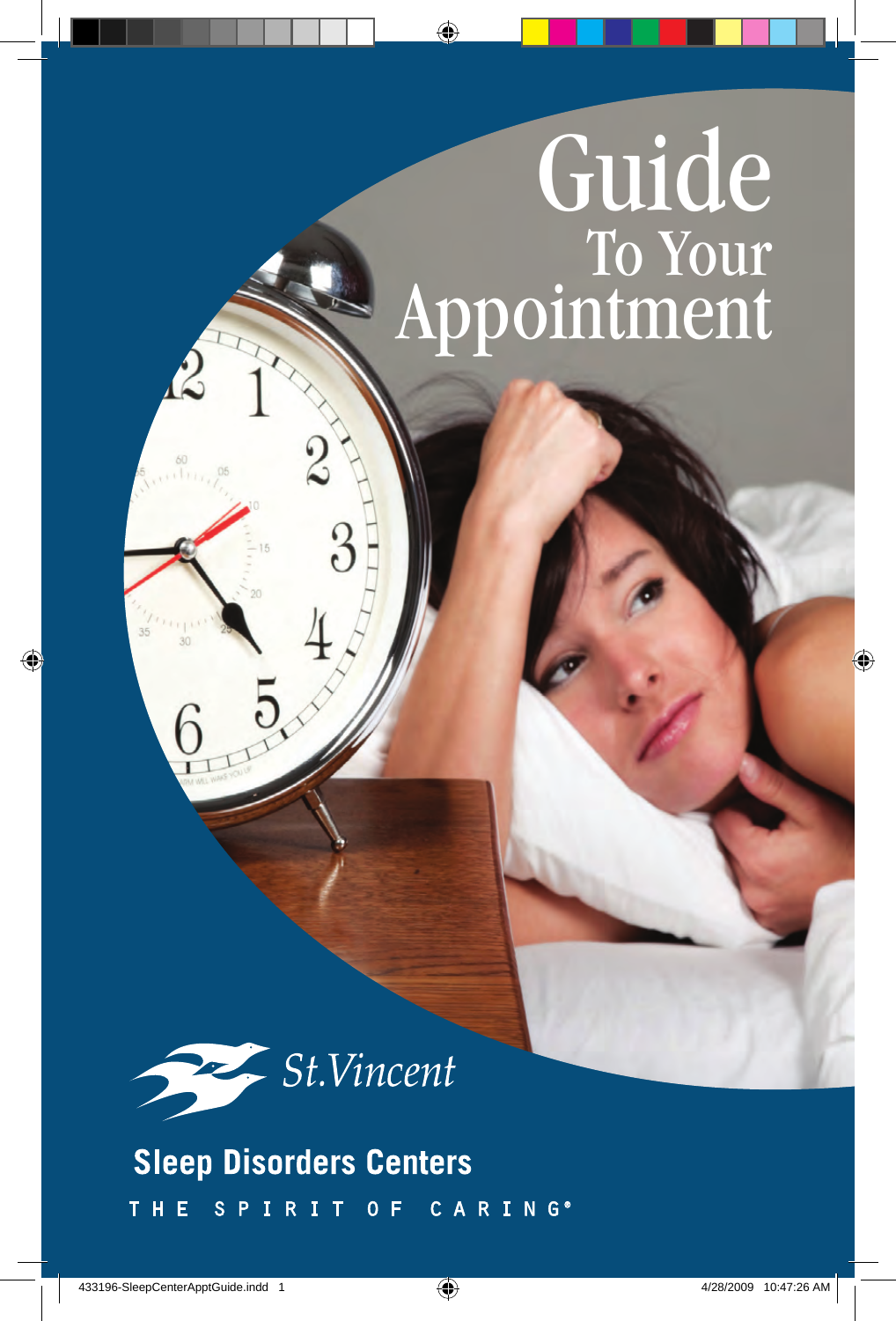# Guide To Your Appointment

St.Vincent

**Sleep Disorders Centers**

THE SPIRIT OF CARING®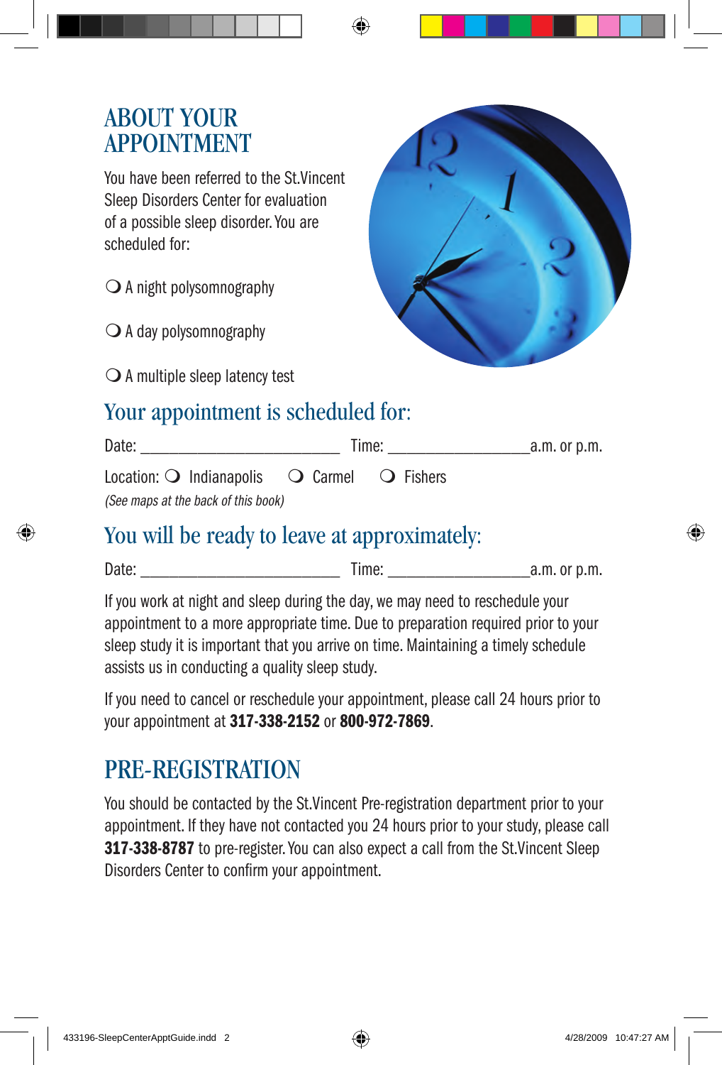# ABOUT YOUR APPOINTMENT

You have been referred to the St.Vincent Sleep Disorders Center for evaluation of a possible sleep disorder. You are scheduled for:

❍ A night polysomnography

❍ A day polysomnography

❍ A multiple sleep latency test

## Your appointment is scheduled for:

Date: ________________________ Time: _________________a.m. or p.m.

Location: ❍ Indianapolis ❍ Carmel ❍ Fishers

*(See maps at the back of this book)*

## You will be ready to leave at approximately:

Date: ________________________ Time: _________________a.m. or p.m.

If you work at night and sleep during the day, we may need to reschedule your appointment to a more appropriate time. Due to preparation required prior to your sleep study it is important that you arrive on time. Maintaining a timely schedule assists us in conducting a quality sleep study.

If you need to cancel or reschedule your appointment, please call 24 hours prior to your appointment at **317-338-2152** or **800-972-7869**.

# PRE-REGISTRATION

You should be contacted by the St.Vincent Pre-registration department prior to your appointment. If they have not contacted you 24 hours prior to your study, please call **317-338-8787** to pre-register. You can also expect a call from the St.Vincent Sleep Disorders Center to confirm your appointment.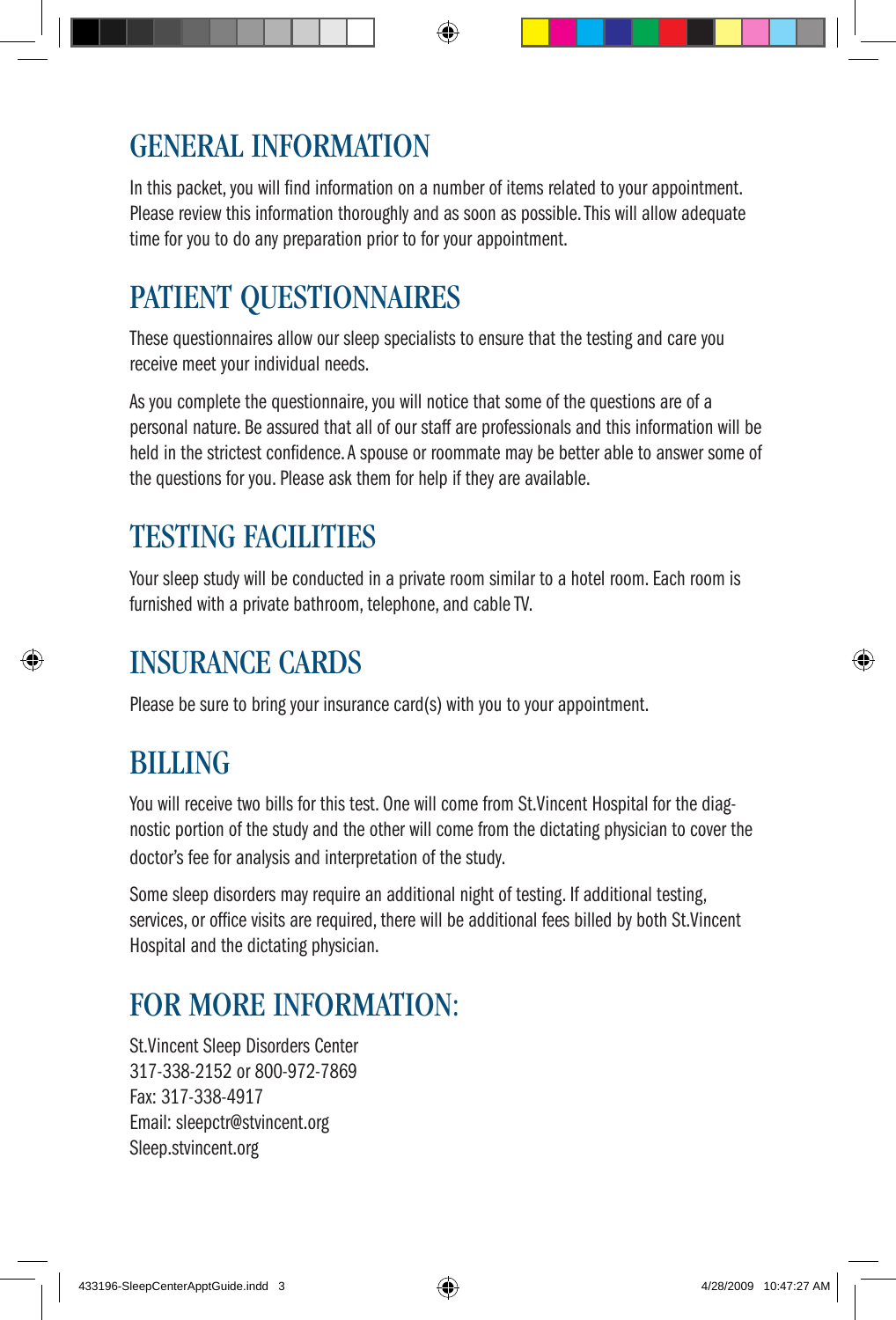# GENERAL INFORMATION

In this packet, you will find information on a number of items related to your appointment. Please review this information thoroughly and as soon as possible. This will allow adequate time for you to do any preparation prior to for your appointment.

# PATIENT QUESTIONNAIRES

These questionnaires allow our sleep specialists to ensure that the testing and care you receive meet your individual needs.

As you complete the questionnaire, you will notice that some of the questions are of a personal nature. Be assured that all of our staff are professionals and this information will be held in the strictest confidence. A spouse or roommate may be better able to answer some of the questions for you. Please ask them for help if they are available.

# TESTING FACILITIES

Your sleep study will be conducted in a private room similar to a hotel room. Each room is furnished with a private bathroom, telephone, and cable TV.

# INSURANCE CARDS

Please be sure to bring your insurance card(s) with you to your appointment.

# BILLING

You will receive two bills for this test. One will come from St.Vincent Hospital for the diagnostic portion of the study and the other will come from the dictating physician to cover the doctor's fee for analysis and interpretation of the study.

Some sleep disorders may require an additional night of testing. If additional testing, services, or office visits are required, there will be additional fees billed by both St.Vincent Hospital and the dictating physician.

# FOR MORE INFORMATION:

St.Vincent Sleep Disorders Center
317-338-2152 or 800-972-7869
Fax: 317-338-4917
Email: sleepctr@stvincent.org
Sleep.stvincent.org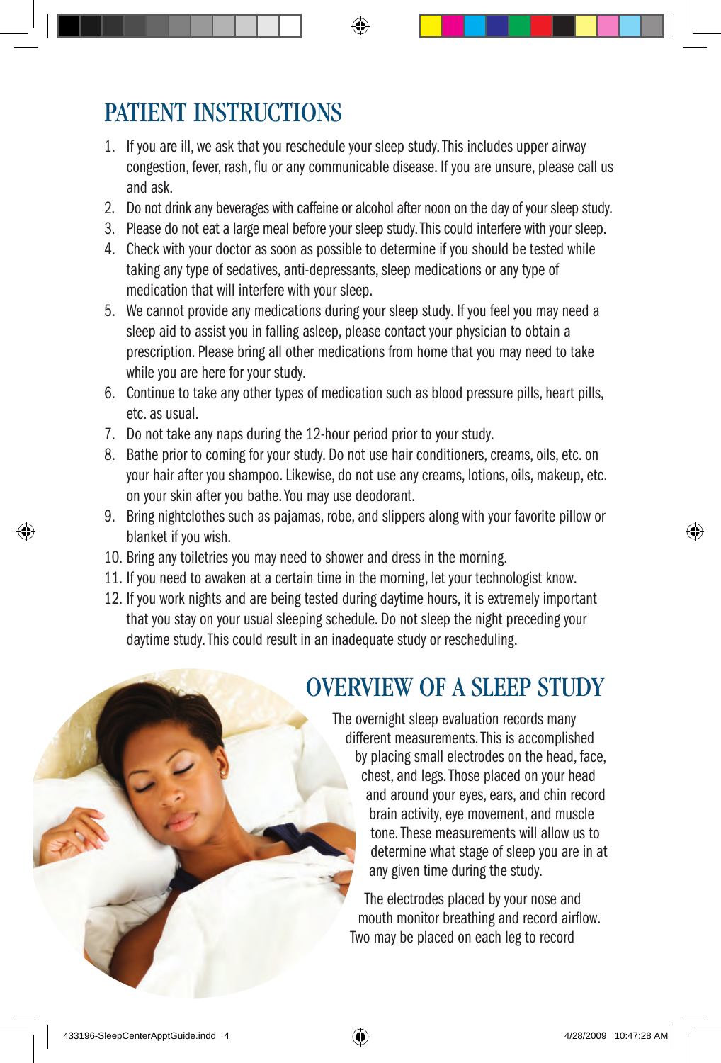# PATIENT INSTRUCTIONS

1. If you are ill, we ask that you reschedule your sleep study. This includes upper airway congestion, fever, rash, flu or any communicable disease. If you are unsure, please call us and ask.
2. Do not drink any beverages with caffeine or alcohol after noon on the day of your sleep study.
3. Please do not eat a large meal before your sleep study. This could interfere with your sleep.
4. Check with your doctor as soon as possible to determine if you should be tested while taking any type of sedatives, anti-depressants, sleep medications or any type of medication that will interfere with your sleep.
5. We cannot provide any medications during your sleep study. If you feel you may need a sleep aid to assist you in falling asleep, please contact your physician to obtain a prescription. Please bring all other medications from home that you may need to take while you are here for your study.
6. Continue to take any other types of medication such as blood pressure pills, heart pills, etc. as usual.
7. Do not take any naps during the 12-hour period prior to your study.
8. Bathe prior to coming for your study. Do not use hair conditioners, creams, oils, etc. on your hair after you shampoo. Likewise, do not use any creams, lotions, oils, makeup, etc. on your skin after you bathe. You may use deodorant.
9. Bring nightclothes such as pajamas, robe, and slippers along with your favorite pillow or blanket if you wish.
10. Bring any toiletries you may need to shower and dress in the morning.
11. If you need to awaken at a certain time in the morning, let your technologist know.
12. If you work nights and are being tested during daytime hours, it is extremely important that you stay on your usual sleeping schedule. Do not sleep the night preceding your daytime study. This could result in an inadequate study or rescheduling.

# OVERVIEW OF A SLEEP STUDY

The overnight sleep evaluation records many different measurements. This is accomplished by placing small electrodes on the head, face, chest, and legs. Those placed on your head and around your eyes, ears, and chin record brain activity, eye movement, and muscle tone. These measurements will allow us to determine what stage of sleep you are in at any given time during the study.

The electrodes placed by your nose and mouth monitor breathing and record airflow. Two may be placed on each leg to record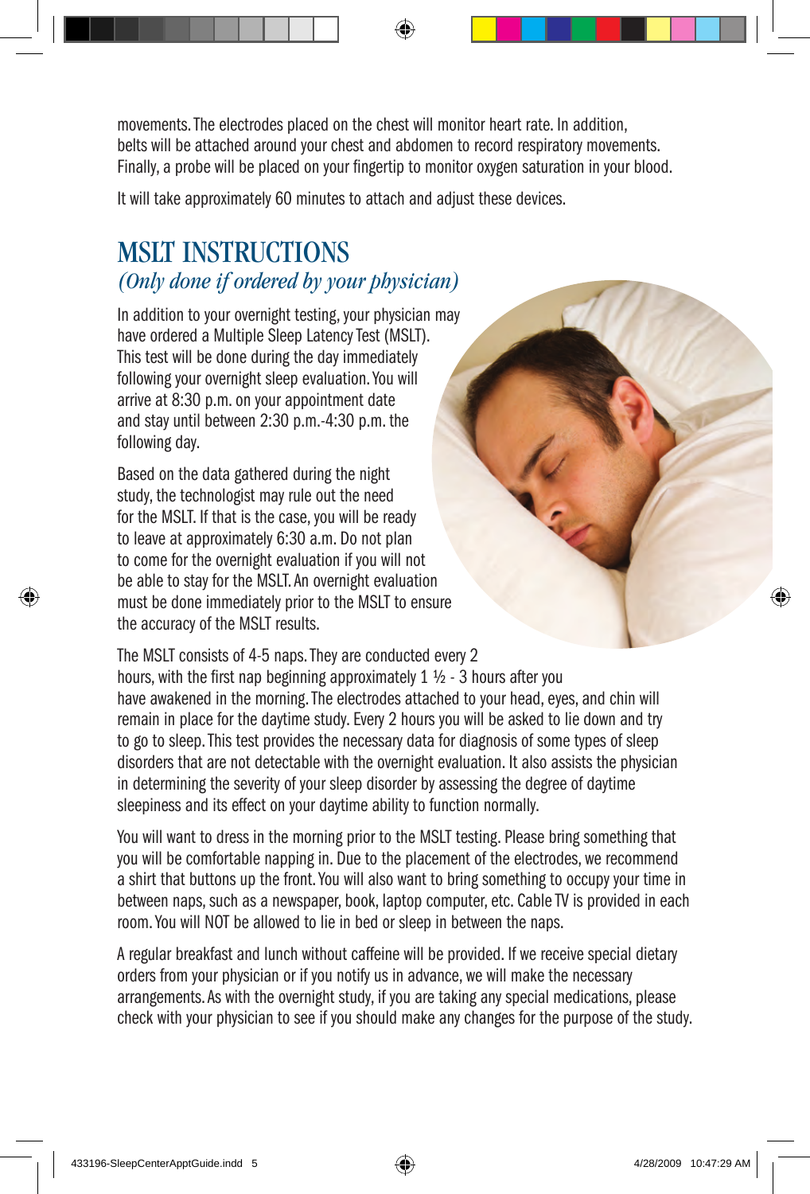movements. The electrodes placed on the chest will monitor heart rate. In addition, belts will be attached around your chest and abdomen to record respiratory movements. Finally, a probe will be placed on your fingertip to monitor oxygen saturation in your blood.

It will take approximately 60 minutes to attach and adjust these devices.

## MSLT INSTRUCTIONS

*(Only done if ordered by your physician)*

In addition to your overnight testing, your physician may have ordered a Multiple Sleep Latency Test (MSLT). This test will be done during the day immediately following your overnight sleep evaluation. You will arrive at 8:30 p.m. on your appointment date and stay until between 2:30 p.m.-4:30 p.m. the following day.

Based on the data gathered during the night study, the technologist may rule out the need for the MSLT. If that is the case, you will be ready to leave at approximately 6:30 a.m. Do not plan to come for the overnight evaluation if you will not be able to stay for the MSLT. An overnight evaluation must be done immediately prior to the MSLT to ensure the accuracy of the MSLT results.

The MSLT consists of 4-5 naps. They are conducted every 2 hours, with the first nap beginning approximately 1 ½ - 3 hours after you have awakened in the morning. The electrodes attached to your head, eyes, and chin will remain in place for the daytime study. Every 2 hours you will be asked to lie down and try to go to sleep. This test provides the necessary data for diagnosis of some types of sleep disorders that are not detectable with the overnight evaluation. It also assists the physician in determining the severity of your sleep disorder by assessing the degree of daytime sleepiness and its effect on your daytime ability to function normally.

You will want to dress in the morning prior to the MSLT testing. Please bring something that you will be comfortable napping in. Due to the placement of the electrodes, we recommend a shirt that buttons up the front. You will also want to bring something to occupy your time in between naps, such as a newspaper, book, laptop computer, etc. Cable TV is provided in each room. You will NOT be allowed to lie in bed or sleep in between the naps.

A regular breakfast and lunch without caffeine will be provided. If we receive special dietary orders from your physician or if you notify us in advance, we will make the necessary arrangements. As with the overnight study, if you are taking any special medications, please check with your physician to see if you should make any changes for the purpose of the study.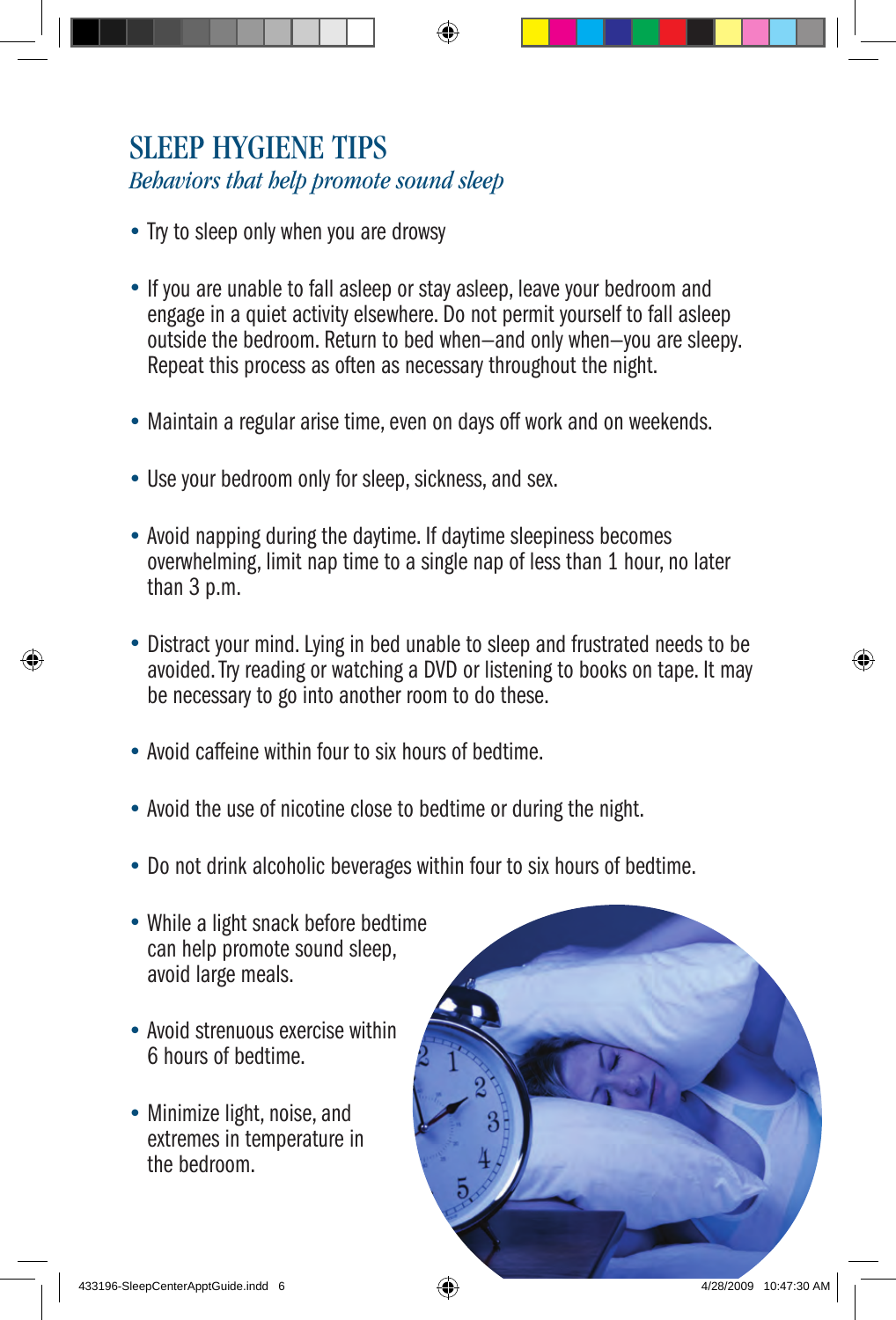# SLEEP HYGIENE TIPS

*Behaviors that help promote sound sleep*

- Try to sleep only when you are drowsy
- If you are unable to fall asleep or stay asleep, leave your bedroom and engage in a quiet activity elsewhere. Do not permit yourself to fall asleep outside the bedroom. Return to bed when—and only when—you are sleepy. Repeat this process as often as necessary throughout the night.
- Maintain a regular arise time, even on days off work and on weekends.
- Use your bedroom only for sleep, sickness, and sex.
- Avoid napping during the daytime. If daytime sleepiness becomes overwhelming, limit nap time to a single nap of less than 1 hour, no later than 3 p.m.
- Distract your mind. Lying in bed unable to sleep and frustrated needs to be avoided. Try reading or watching a DVD or listening to books on tape. It may be necessary to go into another room to do these.
- Avoid caffeine within four to six hours of bedtime.
- Avoid the use of nicotine close to bedtime or during the night.
- Do not drink alcoholic beverages within four to six hours of bedtime.
- While a light snack before bedtime can help promote sound sleep, avoid large meals.
- Avoid strenuous exercise within 6 hours of bedtime.
- Minimize light, noise, and extremes in temperature in the bedroom.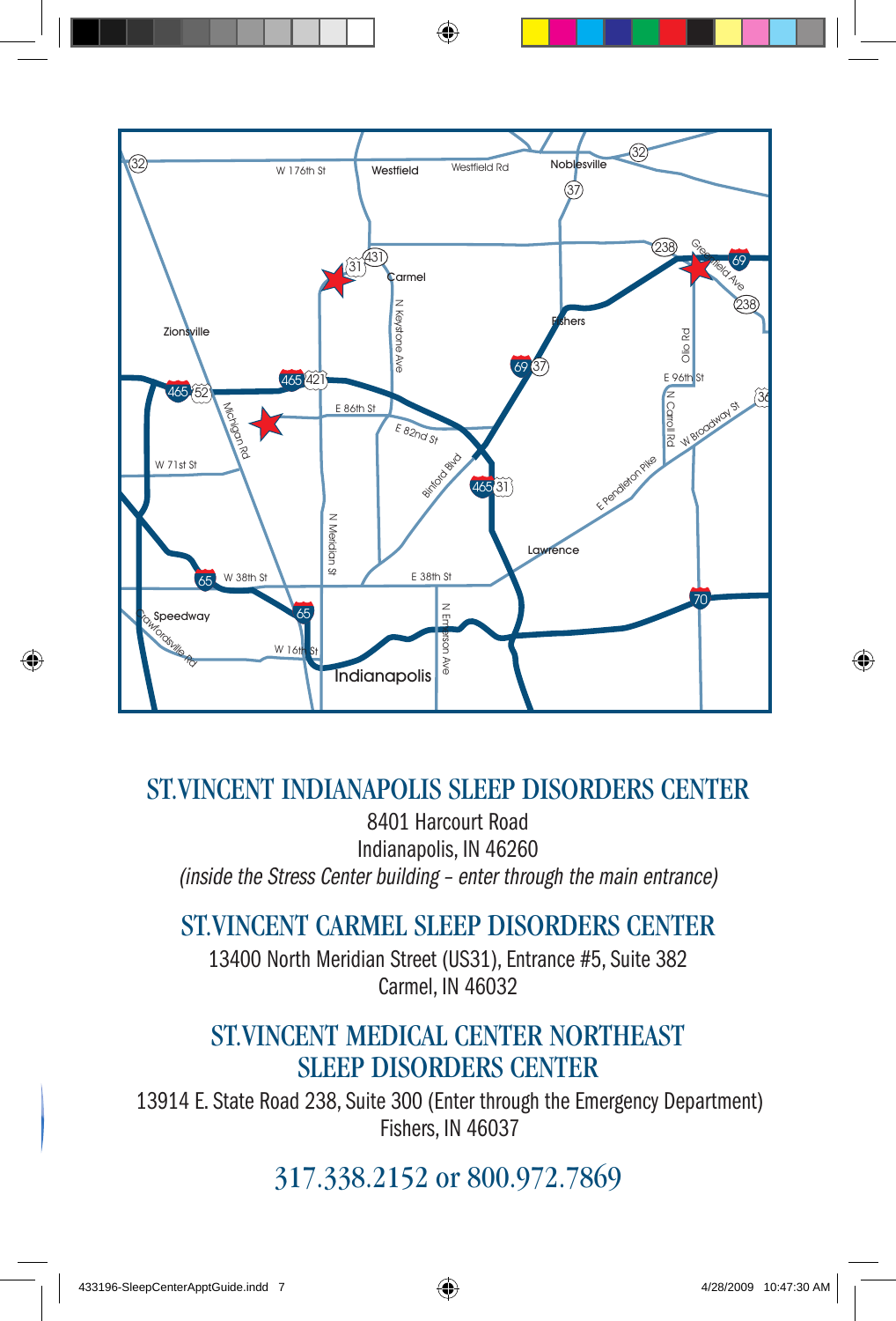## ST.VINCENT INDIANAPOLIS SLEEP DISORDERS CENTER

8401 Harcourt Road
Indianapolis, IN 46260
*(inside the Stress Center building – enter through the main entrance)*

## ST.VINCENT CARMEL SLEEP DISORDERS CENTER

13400 North Meridian Street (US31), Entrance #5, Suite 382
Carmel, IN 46032

## ST.VINCENT MEDICAL CENTER NORTHEAST SLEEP DISORDERS CENTER

13914 E. State Road 238, Suite 300 (Enter through the Emergency Department)
Fishers, IN 46037

## 317.338.2152 or 800.972.7869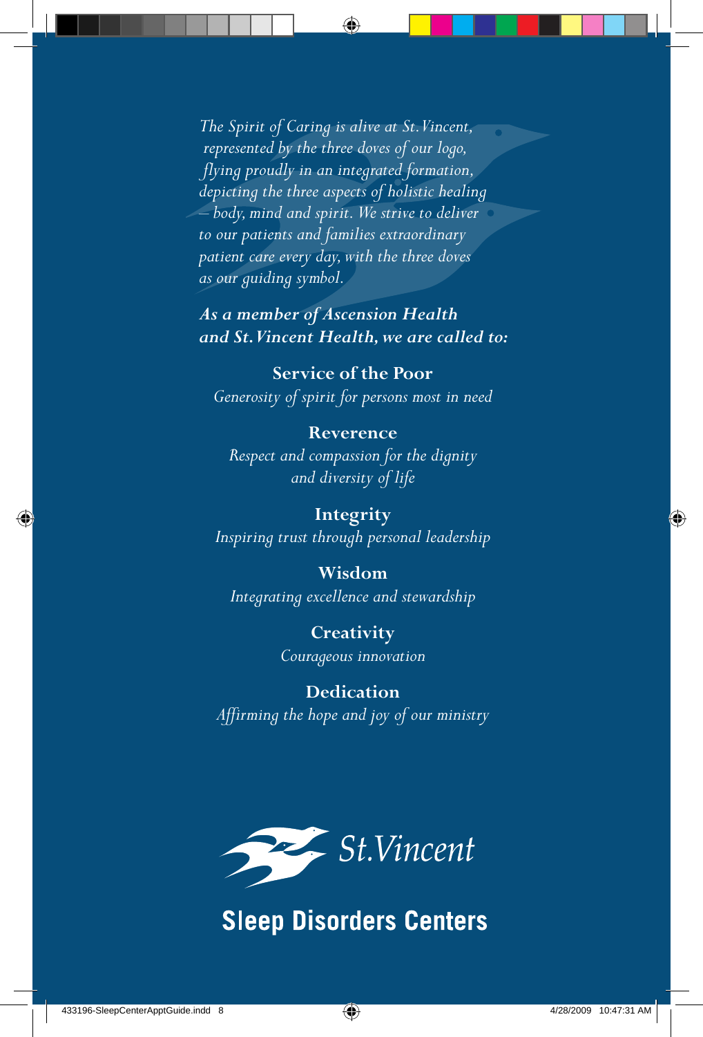*The Spirit of Caring is alive at St. Vincent, represented by the three doves of our logo, flying proudly in an integrated formation, depicting the three aspects of holistic healing – body, mind and spirit. We strive to deliver to our patients and families extraordinary patient care every day, with the three doves as our guiding symbol.*

***As a member of Ascension Health and St. Vincent Health, we are called to:***

**Service of the Poor**
*Generosity of spirit for persons most in need*

**Reverence**
*Respect and compassion for the dignity and diversity of life*

**Integrity**
*Inspiring trust through personal leadership*

**Wisdom**
*Integrating excellence and stewardship*

**Creativity**
*Courageous innovation*

**Dedication**
*Affirming the hope and joy of our ministry*

St. Vincent

**Sleep Disorders Centers**